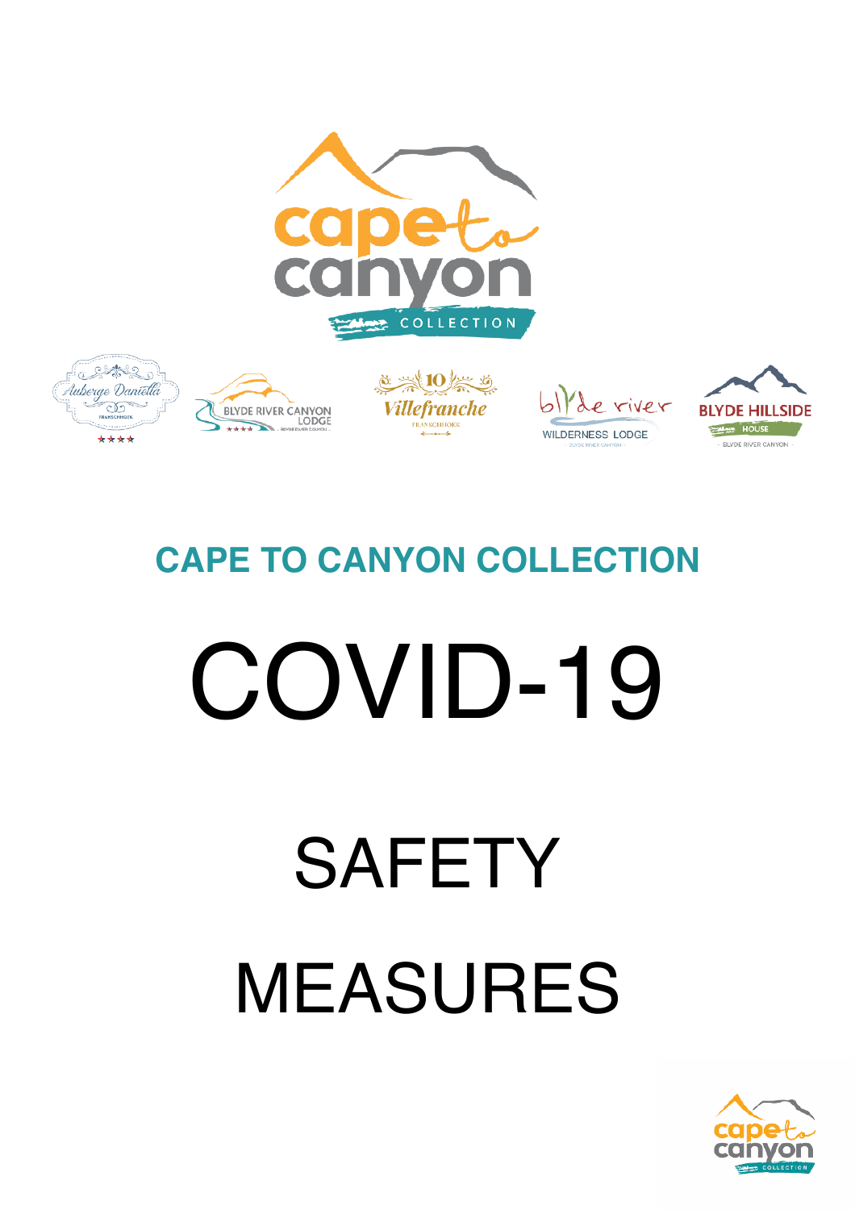## CAPE TO CANYON COLLECTION

# COVID-19

# SAFETY

# MEASURES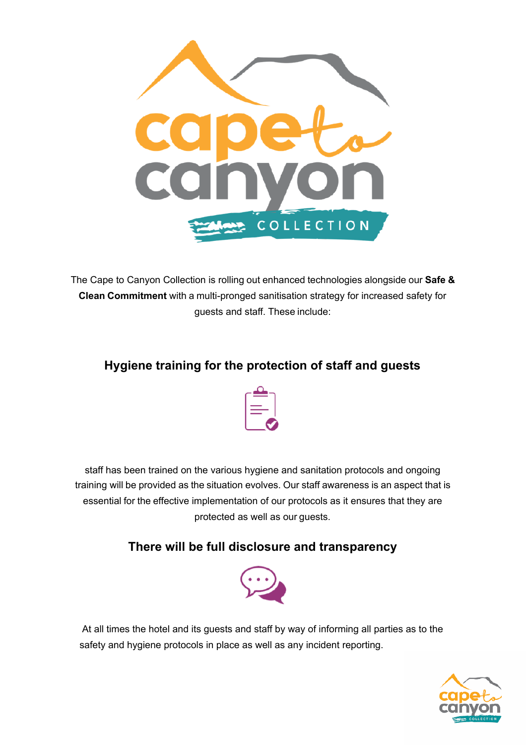The Cape to Canyon Collection is rolling out enhanced technologies alongside our **Safe & Clean Commitment** with a multi-pronged sanitisation strategy for increased safety for guests and staff. These include:

## Hygiene training for the protection of staff and guests

staff has been trained on the various hygiene and sanitation protocols and ongoing training will be provided as the situation evolves. Our staff awareness is an aspect that is essential for the effective implementation of our protocols as it ensures that they are protected as well as our guests.

## There will be full disclosure and transparency

At all times the hotel and its guests and staff by way of informing all parties as to the safety and hygiene protocols in place as well as any incident reporting.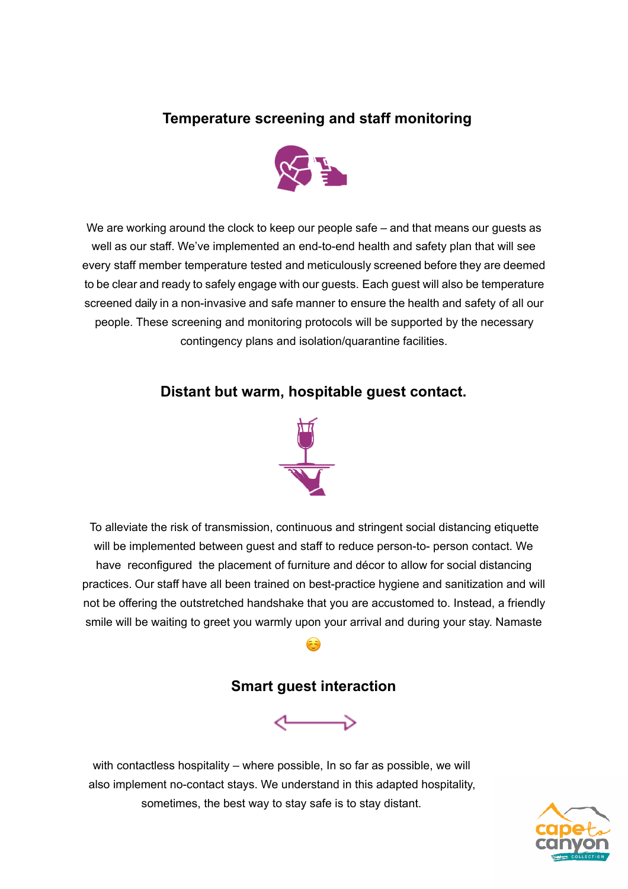## Temperature screening and staff monitoring

We are working around the clock to keep our people safe – and that means our guests as well as our staff. We've implemented an end-to-end health and safety plan that will see every staff member temperature tested and meticulously screened before they are deemed to be clear and ready to safely engage with our guests. Each guest will also be temperature screened daily in a non-invasive and safe manner to ensure the health and safety of all our people. These screening and monitoring protocols will be supported by the necessary contingency plans and isolation/quarantine facilities.

## Distant but warm, hospitable guest contact.

To alleviate the risk of transmission, continuous and stringent social distancing etiquette will be implemented between guest and staff to reduce person-to- person contact. We have reconfigured the placement of furniture and décor to allow for social distancing practices. Our staff have all been trained on best-practice hygiene and sanitization and will not be offering the outstretched handshake that you are accustomed to. Instead, a friendly smile will be waiting to greet you warmly upon your arrival and during your stay. Namaste ☺️

## Smart guest interaction

with contactless hospitality – where possible, In so far as possible, we will also implement no-contact stays. We understand in this adapted hospitality, sometimes, the best way to stay safe is to stay distant.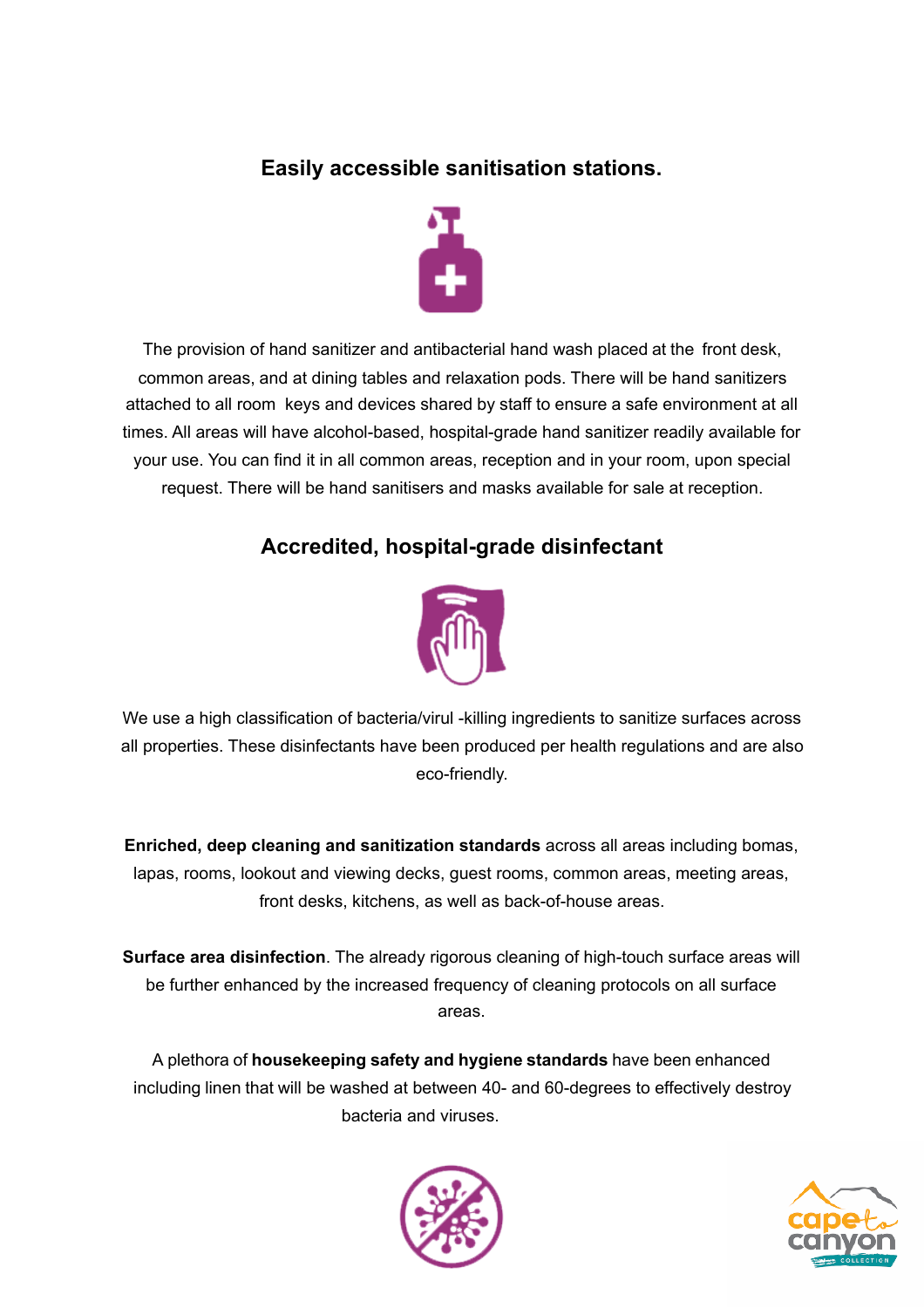## Easily accessible sanitisation stations.

The provision of hand sanitizer and antibacterial hand wash placed at the front desk, common areas, and at dining tables and relaxation pods. There will be hand sanitizers attached to all room keys and devices shared by staff to ensure a safe environment at all times. All areas will have alcohol-based, hospital-grade hand sanitizer readily available for your use. You can find it in all common areas, reception and in your room, upon special request. There will be hand sanitisers and masks available for sale at reception.

## Accredited, hospital-grade disinfectant

We use a high classification of bacteria/virul -killing ingredients to sanitize surfaces across all properties. These disinfectants have been produced per health regulations and are also eco-friendly.

**Enriched, deep cleaning and sanitization standards** across all areas including bomas, lapas, rooms, lookout and viewing decks, guest rooms, common areas, meeting areas, front desks, kitchens, as well as back-of-house areas.

**Surface area disinfection**. The already rigorous cleaning of high-touch surface areas will be further enhanced by the increased frequency of cleaning protocols on all surface areas.

A plethora of **housekeeping safety and hygiene standards** have been enhanced including linen that will be washed at between 40- and 60-degrees to effectively destroy bacteria and viruses.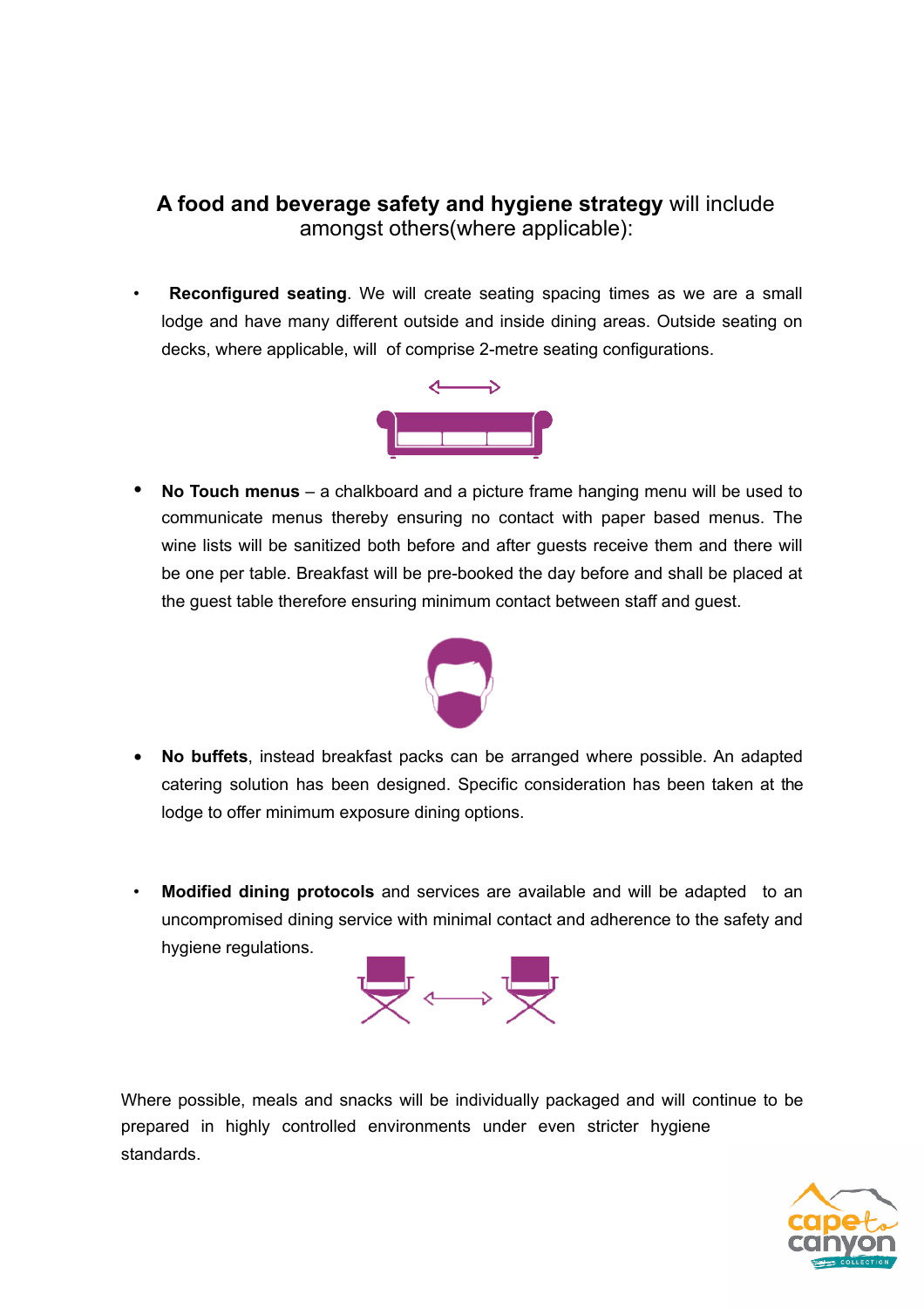**A food and beverage safety and hygiene strategy** will include amongst others(where applicable):

- **Reconfigured seating**. We will create seating spacing times as we are a small lodge and have many different outside and inside dining areas. Outside seating on decks, where applicable, will of comprise 2-metre seating configurations.

- **No Touch menus** – a chalkboard and a picture frame hanging menu will be used to communicate menus thereby ensuring no contact with paper based menus. The wine lists will be sanitized both before and after guests receive them and there will be one per table. Breakfast will be pre-booked the day before and shall be placed at the guest table therefore ensuring minimum contact between staff and guest.

- **No buffets**, instead breakfast packs can be arranged where possible. An adapted catering solution has been designed. Specific consideration has been taken at the lodge to offer minimum exposure dining options.

- **Modified dining protocols** and services are available and will be adapted to an uncompromised dining service with minimal contact and adherence to the safety and hygiene regulations.

Where possible, meals and snacks will be individually packaged and will continue to be prepared in highly controlled environments under even stricter hygiene standards.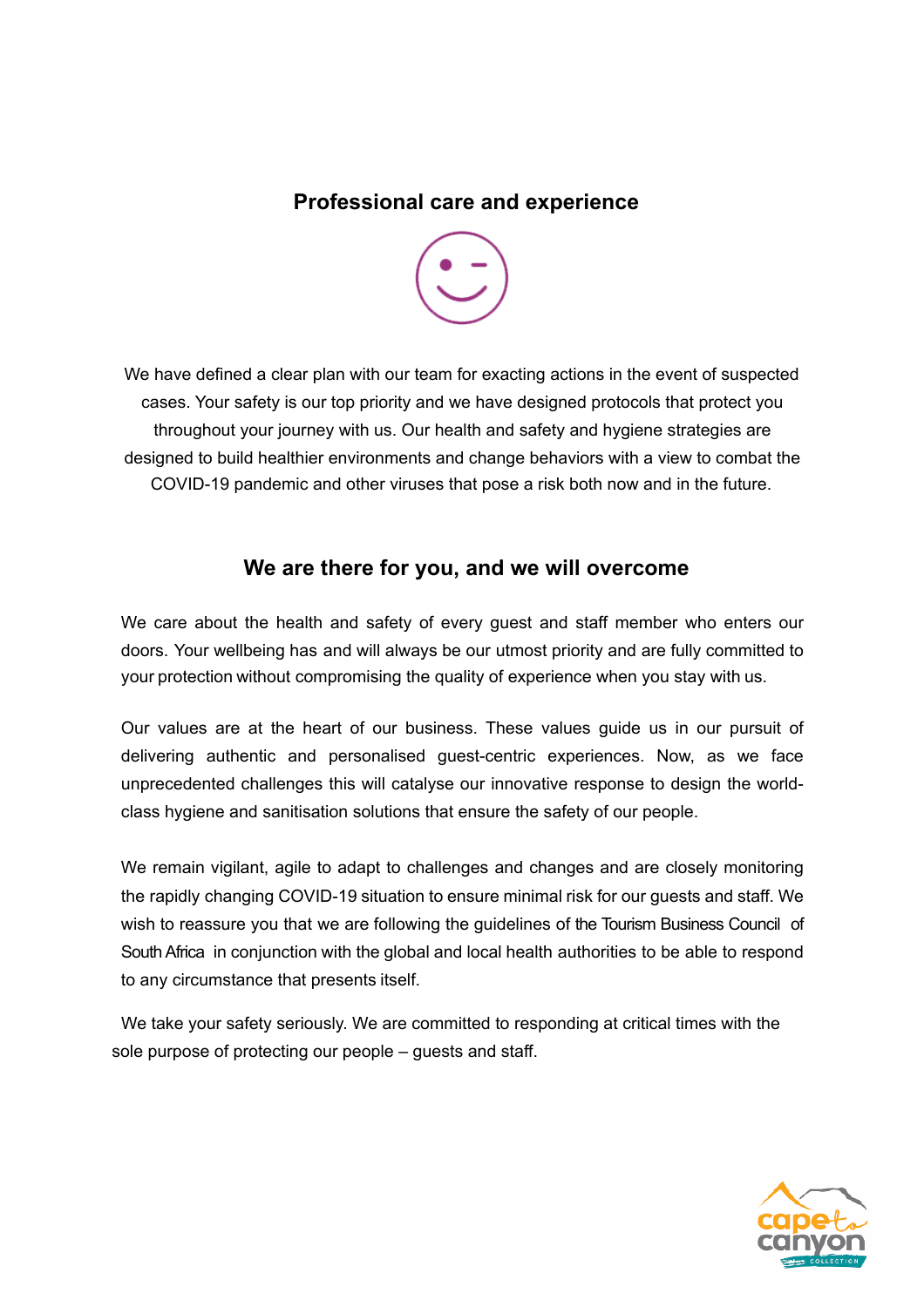## Professional care and experience

We have defined a clear plan with our team for exacting actions in the event of suspected cases. Your safety is our top priority and we have designed protocols that protect you throughout your journey with us. Our health and safety and hygiene strategies are designed to build healthier environments and change behaviors with a view to combat the COVID-19 pandemic and other viruses that pose a risk both now and in the future.

## We are there for you, and we will overcome

We care about the health and safety of every guest and staff member who enters our doors. Your wellbeing has and will always be our utmost priority and are fully committed to your protection without compromising the quality of experience when you stay with us.

Our values are at the heart of our business. These values guide us in our pursuit of delivering authentic and personalised guest-centric experiences. Now, as we face unprecedented challenges this will catalyse our innovative response to design the world-class hygiene and sanitisation solutions that ensure the safety of our people.

We remain vigilant, agile to adapt to challenges and changes and are closely monitoring the rapidly changing COVID-19 situation to ensure minimal risk for our guests and staff. We wish to reassure you that we are following the guidelines of the Tourism Business Council of South Africa in conjunction with the global and local health authorities to be able to respond to any circumstance that presents itself.

We take your safety seriously. We are committed to responding at critical times with the sole purpose of protecting our people – guests and staff.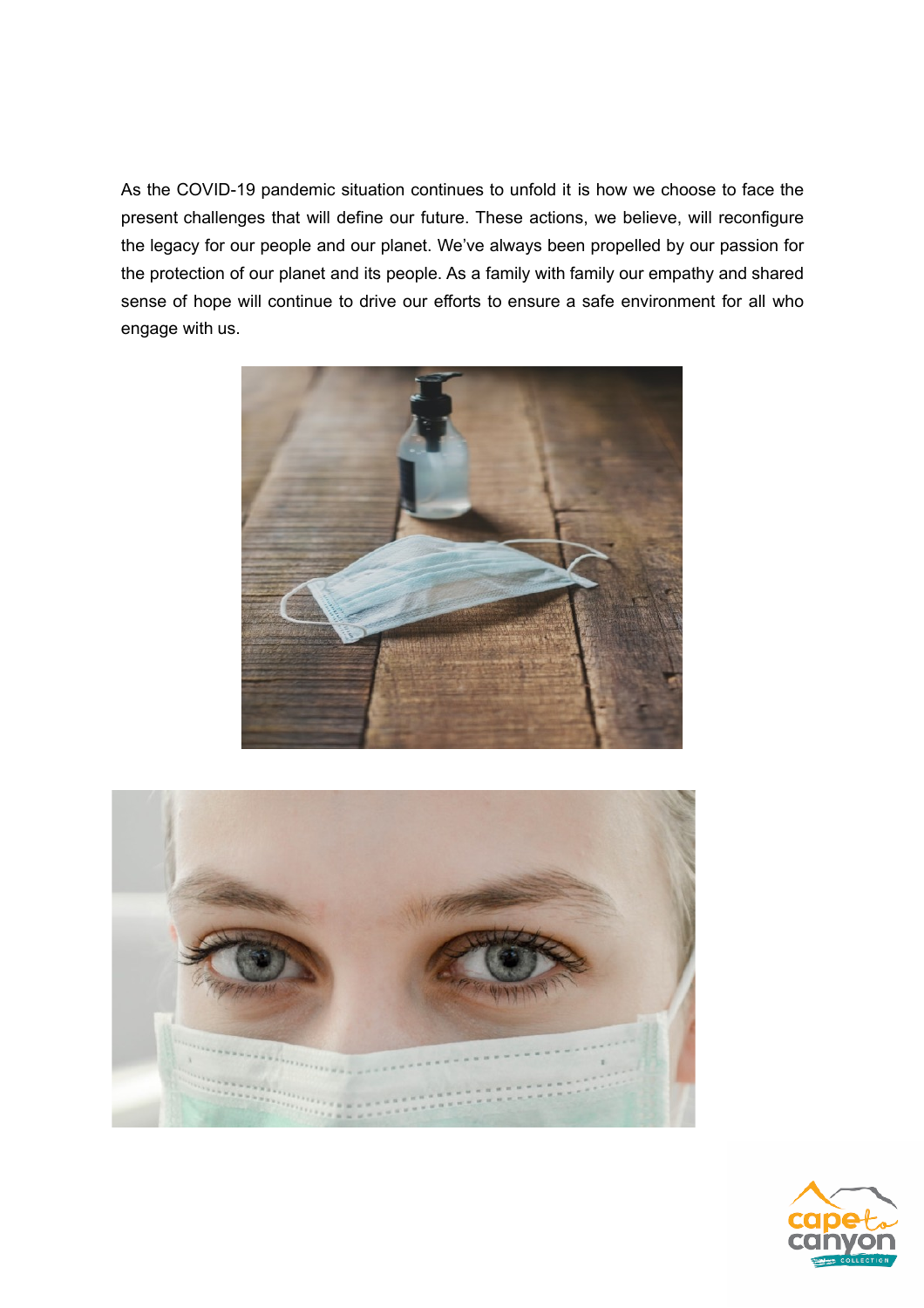As the COVID-19 pandemic situation continues to unfold it is how we choose to face the present challenges that will define our future. These actions, we believe, will reconfigure the legacy for our people and our planet. We've always been propelled by our passion for the protection of our planet and its people. As a family with family our empathy and shared sense of hope will continue to drive our efforts to ensure a safe environment for all who engage with us.